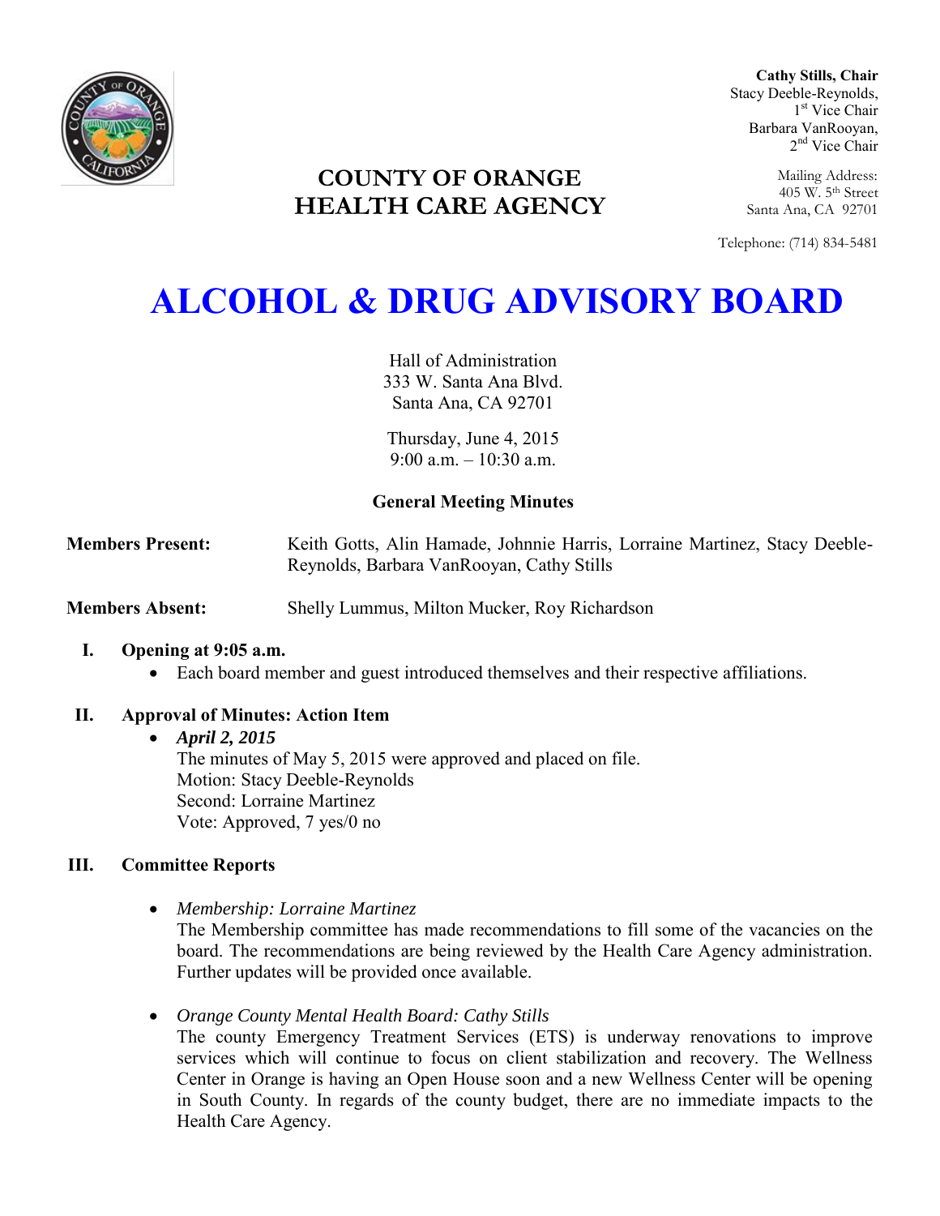**Cathy Stills, Chair**
Stacy Deeble-Reynolds, 1st Vice Chair
Barbara VanRooyan, 2nd Vice Chair

Mailing Address:
405 W. 5th Street
Santa Ana, CA 92701

Telephone: (714) 834-5481

## COUNTY OF ORANGE HEALTH CARE AGENCY

# ALCOHOL & DRUG ADVISORY BOARD

Hall of Administration
333 W. Santa Ana Blvd.
Santa Ana, CA 92701

Thursday, June 4, 2015
9:00 a.m. – 10:30 a.m.

### General Meeting Minutes

**Members Present:** Keith Gotts, Alin Hamade, Johnnie Harris, Lorraine Martinez, Stacy Deeble-Reynolds, Barbara VanRooyan, Cathy Stills

**Members Absent:** Shelly Lummus, Milton Mucker, Roy Richardson

**I. Opening at 9:05 a.m.**

- Each board member and guest introduced themselves and their respective affiliations.

**II. Approval of Minutes: Action Item**

- ***April 2, 2015***
  The minutes of May 5, 2015 were approved and placed on file.
  Motion: Stacy Deeble-Reynolds
  Second: Lorraine Martinez
  Vote: Approved, 7 yes/0 no

**III. Committee Reports**

- *Membership: Lorraine Martinez*
  The Membership committee has made recommendations to fill some of the vacancies on the board. The recommendations are being reviewed by the Health Care Agency administration. Further updates will be provided once available.

- *Orange County Mental Health Board: Cathy Stills*
  The county Emergency Treatment Services (ETS) is underway renovations to improve services which will continue to focus on client stabilization and recovery. The Wellness Center in Orange is having an Open House soon and a new Wellness Center will be opening in South County. In regards of the county budget, there are no immediate impacts to the Health Care Agency.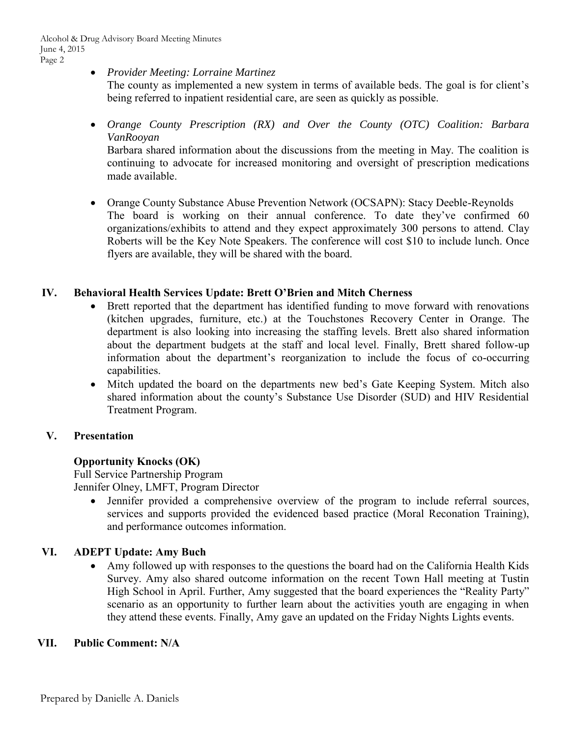- *Provider Meeting: Lorraine Martinez*
  The county as implemented a new system in terms of available beds. The goal is for client's being referred to inpatient residential care, are seen as quickly as possible.

- *Orange County Prescription (RX) and Over the County (OTC) Coalition: Barbara VanRooyan*
  Barbara shared information about the discussions from the meeting in May. The coalition is continuing to advocate for increased monitoring and oversight of prescription medications made available.

- Orange County Substance Abuse Prevention Network (OCSAPN): Stacy Deeble-Reynolds
  The board is working on their annual conference. To date they've confirmed 60 organizations/exhibits to attend and they expect approximately 300 persons to attend. Clay Roberts will be the Key Note Speakers. The conference will cost $10 to include lunch. Once flyers are available, they will be shared with the board.

## IV. Behavioral Health Services Update: Brett O'Brien and Mitch Cherness

- Brett reported that the department has identified funding to move forward with renovations (kitchen upgrades, furniture, etc.) at the Touchstones Recovery Center in Orange. The department is also looking into increasing the staffing levels. Brett also shared information about the department budgets at the staff and local level. Finally, Brett shared follow-up information about the department's reorganization to include the focus of co-occurring capabilities.
- Mitch updated the board on the departments new bed's Gate Keeping System. Mitch also shared information about the county's Substance Use Disorder (SUD) and HIV Residential Treatment Program.

## V. Presentation

**Opportunity Knocks (OK)**
Full Service Partnership Program
Jennifer Olney, LMFT, Program Director

- Jennifer provided a comprehensive overview of the program to include referral sources, services and supports provided the evidenced based practice (Moral Reconation Training), and performance outcomes information.

## VI. ADEPT Update: Amy Buch

- Amy followed up with responses to the questions the board had on the California Health Kids Survey. Amy also shared outcome information on the recent Town Hall meeting at Tustin High School in April. Further, Amy suggested that the board experiences the "Reality Party" scenario as an opportunity to further learn about the activities youth are engaging in when they attend these events. Finally, Amy gave an updated on the Friday Nights Lights events.

## VII. Public Comment: N/A

Prepared by Danielle A. Daniels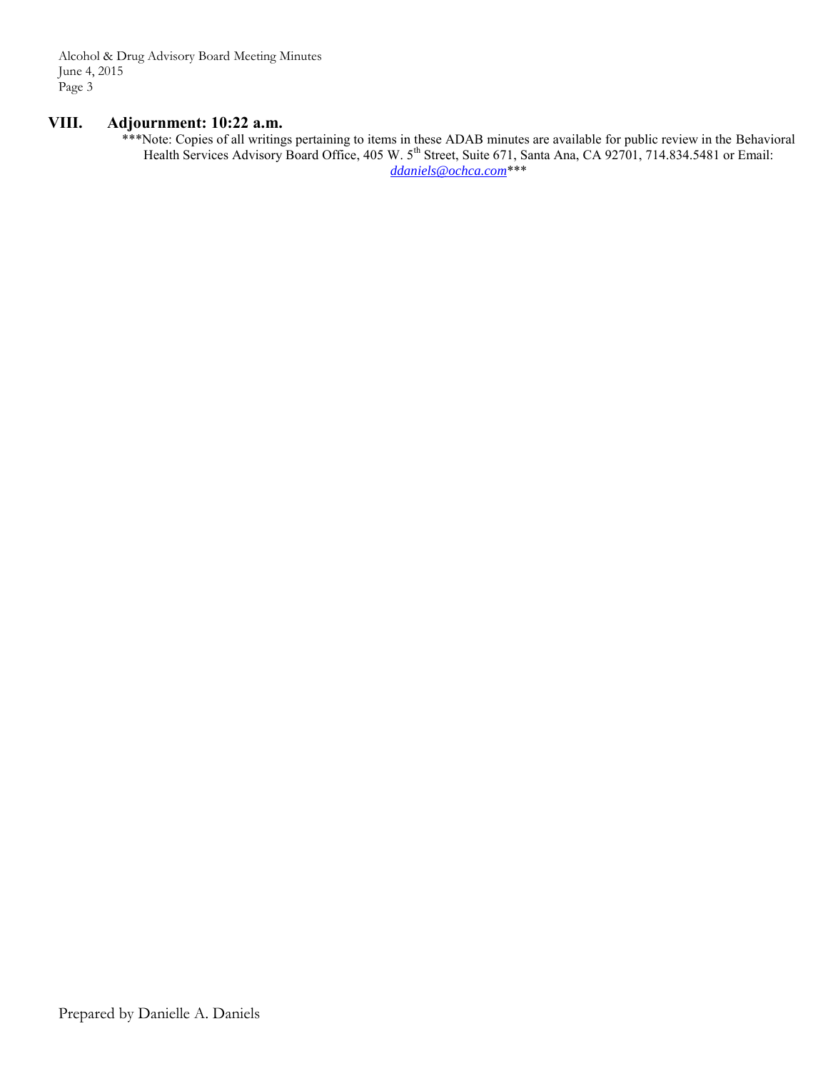## VIII. Adjournment: 10:22 a.m.

***Note: Copies of all writings pertaining to items in these ADAB minutes are available for public review in the Behavioral Health Services Advisory Board Office, 405 W. 5th Street, Suite 671, Santa Ana, CA 92701, 714.834.5481 or Email: *ddaniels@ochca.com****

Prepared by Danielle A. Daniels